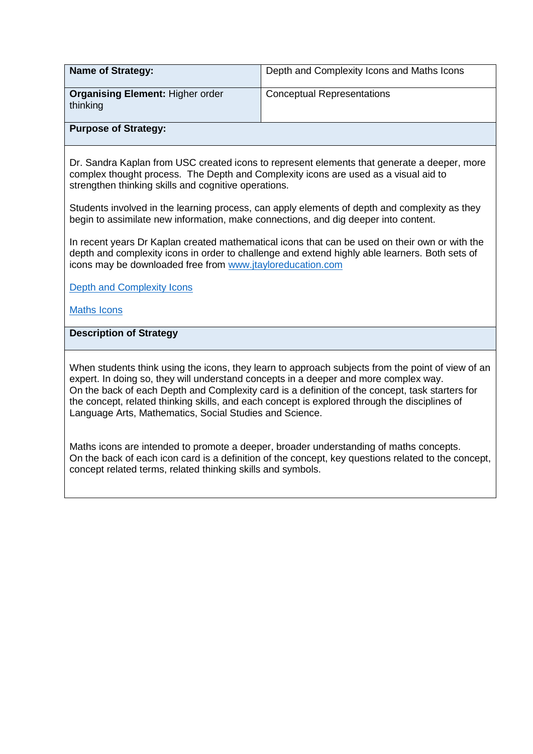| **Name of Strategy:** | Depth and Complexity Icons and Maths Icons |
| --- | --- |
| **Organising Element:** Higher order thinking | Conceptual Representations |

**Purpose of Strategy:**

Dr. Sandra Kaplan from USC created icons to represent elements that generate a deeper, more complex thought process. The Depth and Complexity icons are used as a visual aid to strengthen thinking skills and cognitive operations.

Students involved in the learning process, can apply elements of depth and complexity as they begin to assimilate new information, make connections, and dig deeper into content.

In recent years Dr Kaplan created mathematical icons that can be used on their own or with the depth and complexity icons in order to challenge and extend highly able learners. Both sets of icons may be downloaded free from [www.jtayloreducation.com](www.jtayloreducation.com)

Depth and Complexity Icons

Maths Icons

**Description of Strategy**

When students think using the icons, they learn to approach subjects from the point of view of an expert. In doing so, they will understand concepts in a deeper and more complex way.
On the back of each Depth and Complexity card is a definition of the concept, task starters for the concept, related thinking skills, and each concept is explored through the disciplines of Language Arts, Mathematics, Social Studies and Science.

Maths icons are intended to promote a deeper, broader understanding of maths concepts.
On the back of each icon card is a definition of the concept, key questions related to the concept, concept related terms, related thinking skills and symbols.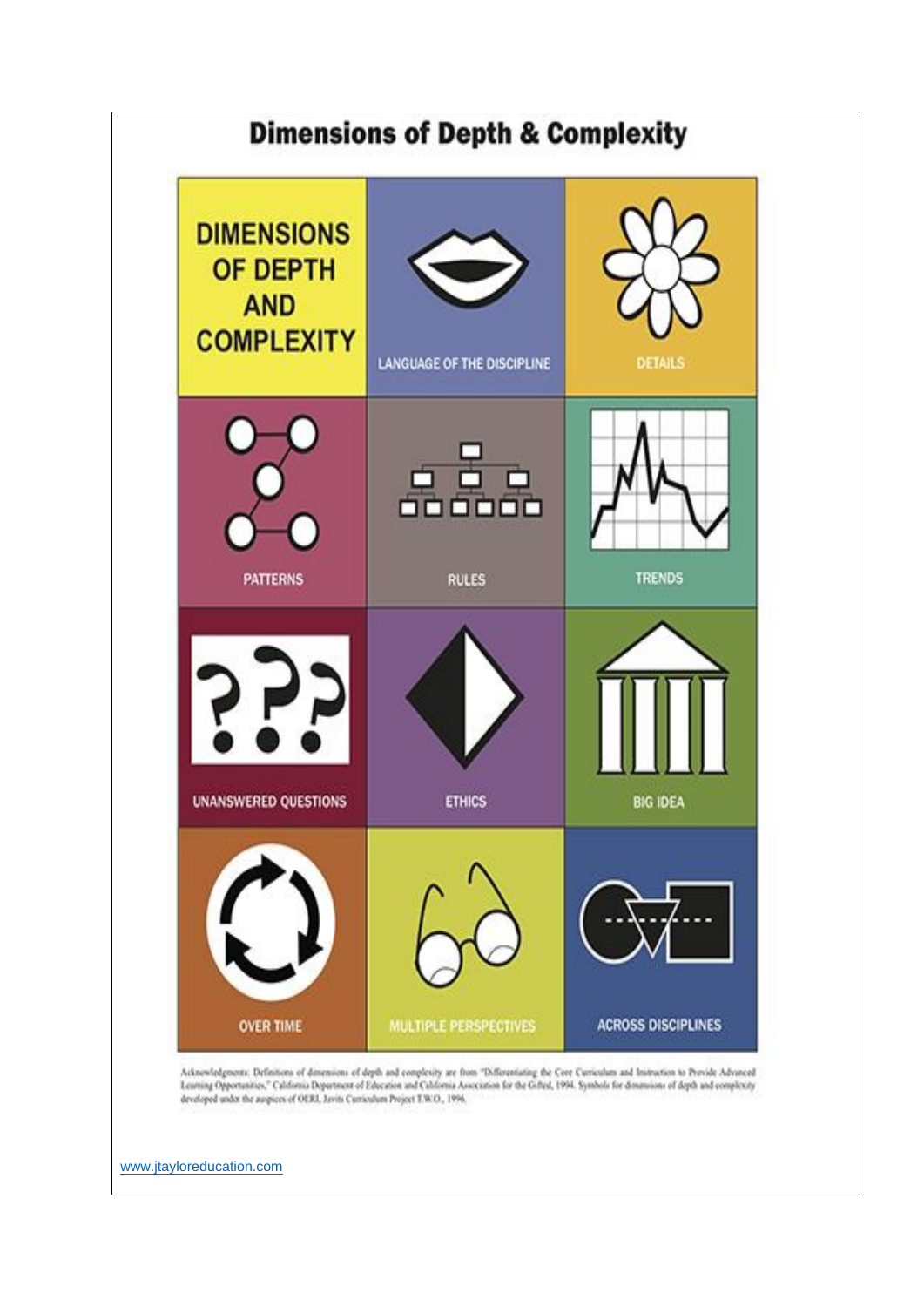# Dimensions of Depth & Complexity

| DIMENSIONS OF DEPTH AND COMPLEXITY | LANGUAGE OF THE DISCIPLINE | DETAILS |
| --- | --- | --- |
| PATTERNS | RULES | TRENDS |
| UNANSWERED QUESTIONS | ETHICS | BIG IDEA |
| OVER TIME | MULTIPLE PERSPECTIVES | ACROSS DISCIPLINES |

Acknowledgments: Definitions of dimensions of depth and complexity are from "Differentiating the Core Curriculum and Instruction to Provide Advanced Learning Opportunities," California Department of Education and California Association for the Gifted, 1994. Symbols for dimensions of depth and complexity developed under the auspices of OERI, Javits Curriculum Project T.W.O., 1996.

www.jtayloreducation.com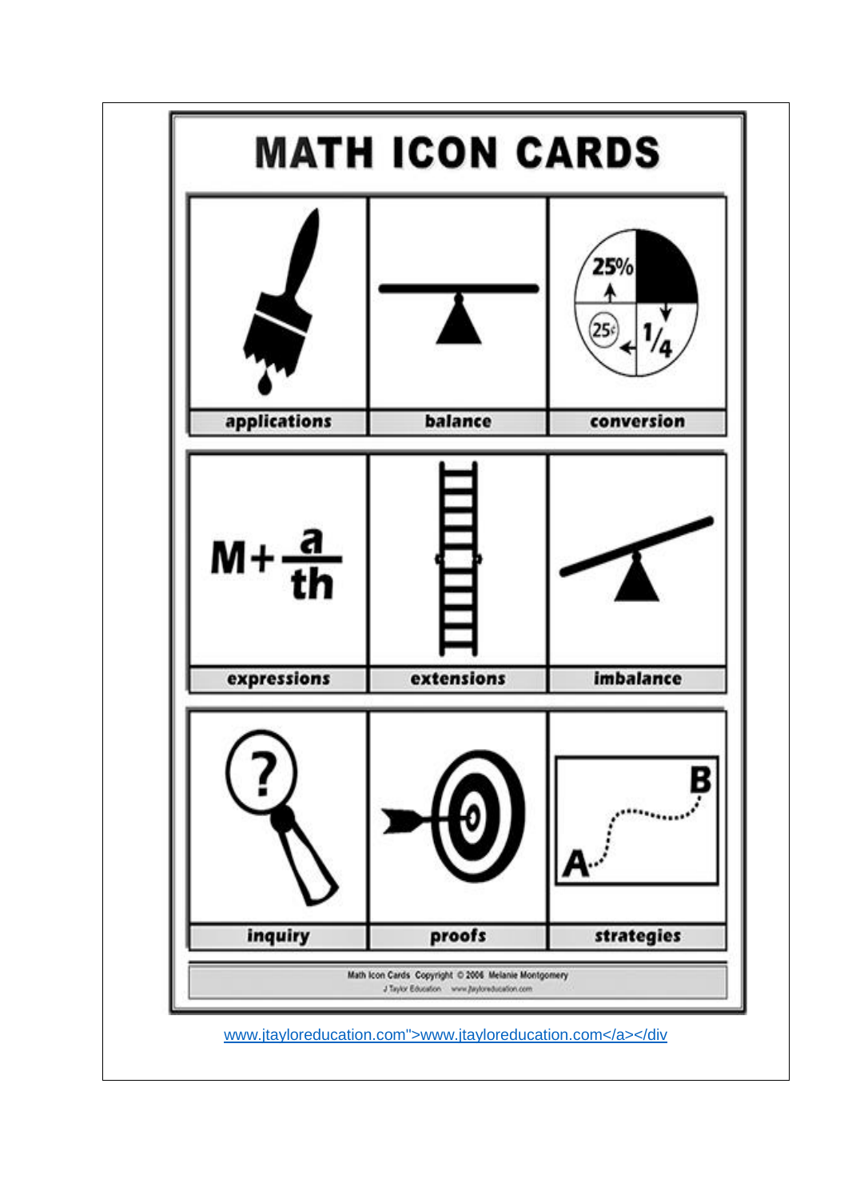# MATH ICON CARDS

| applications | balance | conversion |
| --- | --- | --- |
| expressions | extensions | imbalance |
| inquiry | proofs | strategies |

Math Icon Cards Copyright © 2006 Melanie Montgomery
J Taylor Education www.jtayloreducation.com

www.jtayloreducation.com">www.jtayloreducation.com</a></div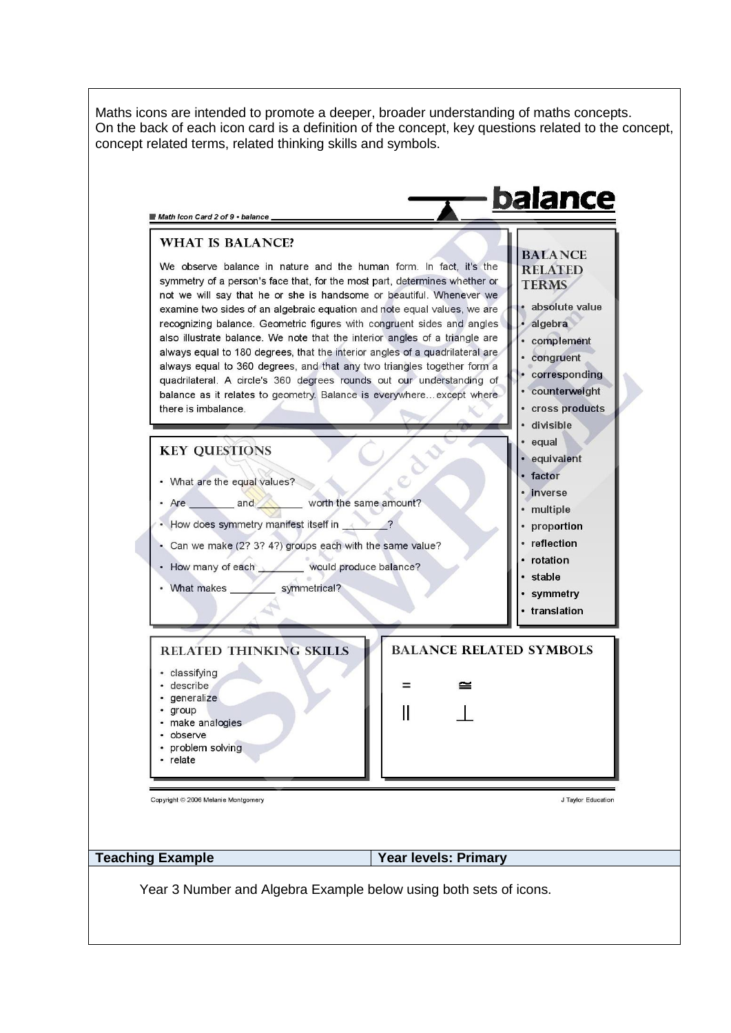Maths icons are intended to promote a deeper, broader understanding of maths concepts. On the back of each icon card is a definition of the concept, key questions related to the concept, concept related terms, related thinking skills and symbols.

# balance

Math Icon Card 2 of 9 • balance

## WHAT IS BALANCE?

We observe balance in nature and the human form. In fact, it's the symmetry of a person's face that, for the most part, determines whether or not we will say that he or she is handsome or beautiful. Whenever we examine two sides of an algebraic equation and note equal values, we are recognizing balance. Geometric figures with congruent sides and angles also illustrate balance. We note that the interior angles of a triangle are always equal to 180 degrees, that the interior angles of a quadrilateral are always equal to 360 degrees, and that any two triangles together form a quadrilateral. A circle's 360 degrees rounds out our understanding of balance as it relates to geometry. Balance is everywhere…except where there is imbalance.

## KEY QUESTIONS

- What are the equal values?
- Are ________ and ________ worth the same amount?
- How does symmetry manifest itself in ________?
- Can we make (2? 3? 4?) groups each with the same value?
- How many of each ________ would produce balance?
- What makes ________ symmetrical?

## BALANCE RELATED TERMS

- absolute value
- algebra
- complement
- congruent
- corresponding
- counterweight
- cross products
- divisible
- equal
- equivalent
- factor
- inverse
- multiple
- proportion
- reflection
- rotation
- stable
- symmetry
- translation

## RELATED THINKING SKILLS

- classifying
- describe
- generalize
- group
- make analogies
- observe
- problem solving
- relate

## BALANCE RELATED SYMBOLS

$=$ $\cong$

$\parallel$ $\perp$

Copyright © 2006 Melanie Montgomery

J Taylor Education

| **Teaching Example** | **Year levels: Primary** |
|---|---|

Year 3 Number and Algebra Example below using both sets of icons.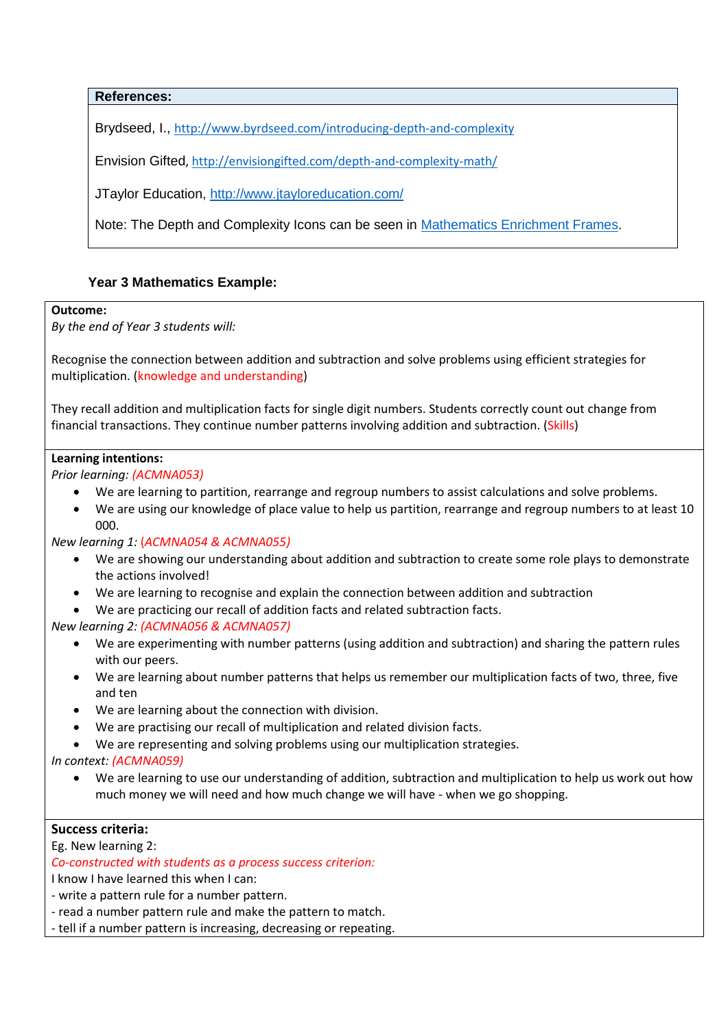**References:**

Brydseed, I., http://www.byrdseed.com/introducing-depth-and-complexity

Envision Gifted, http://envisiongifted.com/depth-and-complexity-math/

JTaylor Education, http://www.jtayloreducation.com/

Note: The Depth and Complexity Icons can be seen in Mathematics Enrichment Frames.

### Year 3 Mathematics Example:

**Outcome:**

*By the end of Year 3 students will:*

Recognise the connection between addition and subtraction and solve problems using efficient strategies for multiplication. (knowledge and understanding)

They recall addition and multiplication facts for single digit numbers. Students correctly count out change from financial transactions. They continue number patterns involving addition and subtraction. (Skills)

**Learning intentions:**

*Prior learning: (ACMNA053)*

- We are learning to partition, rearrange and regroup numbers to assist calculations and solve problems.
- We are using our knowledge of place value to help us partition, rearrange and regroup numbers to at least 10 000.

*New learning 1: (ACMNA054 & ACMNA055)*

- We are showing our understanding about addition and subtraction to create some role plays to demonstrate the actions involved!
- We are learning to recognise and explain the connection between addition and subtraction
- We are practicing our recall of addition facts and related subtraction facts.

*New learning 2: (ACMNA056 & ACMNA057)*

- We are experimenting with number patterns (using addition and subtraction) and sharing the pattern rules with our peers.
- We are learning about number patterns that helps us remember our multiplication facts of two, three, five and ten
- We are learning about the connection with division.
- We are practising our recall of multiplication and related division facts.
- We are representing and solving problems using our multiplication strategies.

*In context: (ACMNA059)*

- We are learning to use our understanding of addition, subtraction and multiplication to help us work out how much money we will need and how much change we will have - when we go shopping.

**Success criteria:**

Eg. New learning 2:

*Co-constructed with students as a process success criterion:*

I know I have learned this when I can:

- write a pattern rule for a number pattern.
- read a number pattern rule and make the pattern to match.
- tell if a number pattern is increasing, decreasing or repeating.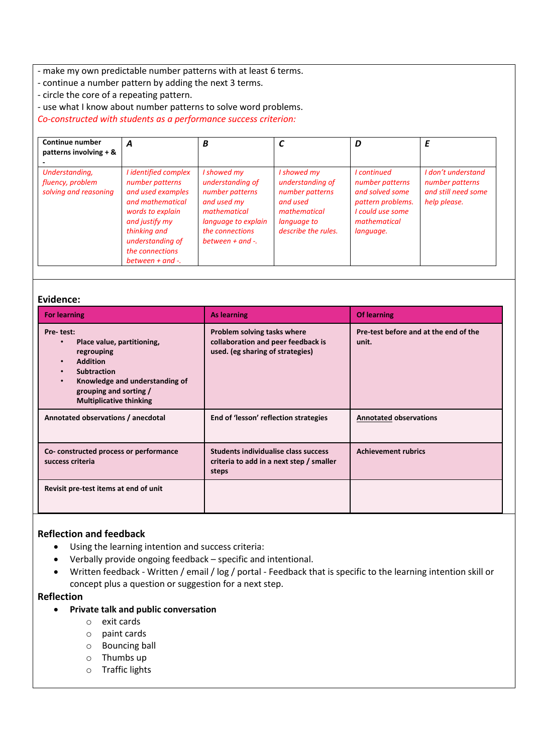- make my own predictable number patterns with at least 6 terms.
- continue a number pattern by adding the next 3 terms.
- circle the core of a repeating pattern.
- use what I know about number patterns to solve word problems.

*Co-constructed with students as a performance success criterion:*

| Continue number patterns involving + & - | *A* | *B* | *C* | *D* | *E* |
|---|---|---|---|---|---|
| *Understanding, fluency, problem solving and reasoning* | *I identified complex number patterns and used examples and mathematical words to explain and justify my thinking and understanding of the connections between + and -.* | *I showed my understanding of number patterns and used my mathematical language to explain the connections between + and -.* | *I showed my understanding of number patterns and used mathematical language to describe the rules.* | *I continued number patterns and solved some pattern problems. I could use some mathematical language.* | *I don't understand number patterns and still need some help please.* |

### Evidence:

| For learning | As learning | Of learning |
|---|---|---|
| **Pre- test:**<br>• **Place value, partitioning, regrouping**<br>• **Addition**<br>• **Subtraction**<br>• **Knowledge and understanding of grouping and sorting / Multiplicative thinking** | **Problem solving tasks where collaboration and peer feedback is used. (eg sharing of strategies)** | **Pre-test before and at the end of the unit.** |
| **Annotated observations / anecdotal** | **End of 'lesson' reflection strategies** | **Annotated observations** |
| **Co- constructed process or performance success criteria** | **Students individualise class success criteria to add in a next step / smaller steps** | **Achievement rubrics** |
| **Revisit pre-test items at end of unit** | | |

### Reflection and feedback

- Using the learning intention and success criteria:
- Verbally provide ongoing feedback – specific and intentional.
- Written feedback - Written / email / log / portal - Feedback that is specific to the learning intention skill or concept plus a question or suggestion for a next step.

### Reflection

- **Private talk and public conversation**
  - exit cards
  - paint cards
  - Bouncing ball
  - Thumbs up
  - Traffic lights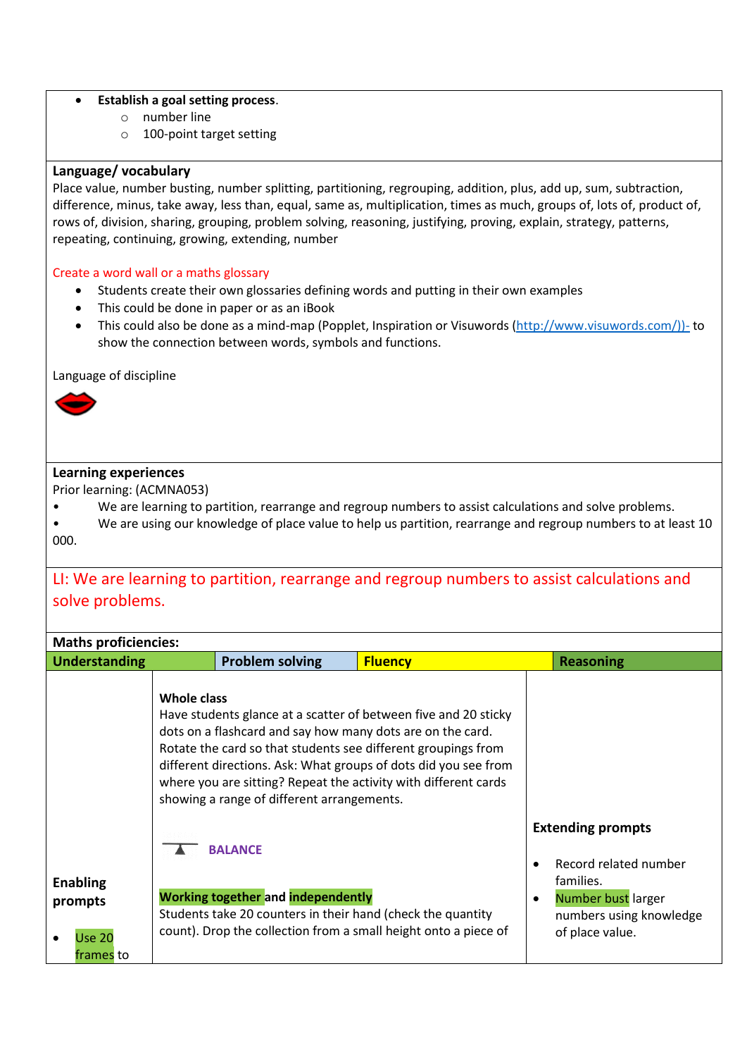- **Establish a goal setting process**.
  - number line
  - 100-point target setting

**Language/ vocabulary**

Place value, number busting, number splitting, partitioning, regrouping, addition, plus, add up, sum, subtraction, difference, minus, take away, less than, equal, same as, multiplication, times as much, groups of, lots of, product of, rows of, division, sharing, grouping, problem solving, reasoning, justifying, proving, explain, strategy, patterns, repeating, continuing, growing, extending, number

Create a word wall or a maths glossary

- Students create their own glossaries defining words and putting in their own examples
- This could be done in paper or as an iBook
- This could also be done as a mind-map (Popplet, Inspiration or Visuwords (http://www.visuwords.com/))- to show the connection between words, symbols and functions.

Language of discipline

**Learning experiences**

Prior learning: (ACMNA053)

- We are learning to partition, rearrange and regroup numbers to assist calculations and solve problems.
- We are using our knowledge of place value to help us partition, rearrange and regroup numbers to at least 10 000.

LI: We are learning to partition, rearrange and regroup numbers to assist calculations and solve problems.

**Maths proficiencies:**

| **Understanding** | **Problem solving** | **Fluency** | **Reasoning** |
|---|---|---|---|

| | | |
|---|---|---|
| **Enabling prompts**<br><br>- Use 20 frames to | **Whole class**<br>Have students glance at a scatter of between five and 20 sticky dots on a flashcard and say how many dots are on the card. Rotate the card so that students see different groupings from different directions. Ask: What groups of dots did you see from where you are sitting? Repeat the activity with different cards showing a range of different arrangements.<br><br>BALANCE<br><br>**Working together and independently**<br>Students take 20 counters in their hand (check the quantity count). Drop the collection from a small height onto a piece of | **Extending prompts**<br><br>- Record related number families.<br>- Number bust larger numbers using knowledge of place value. |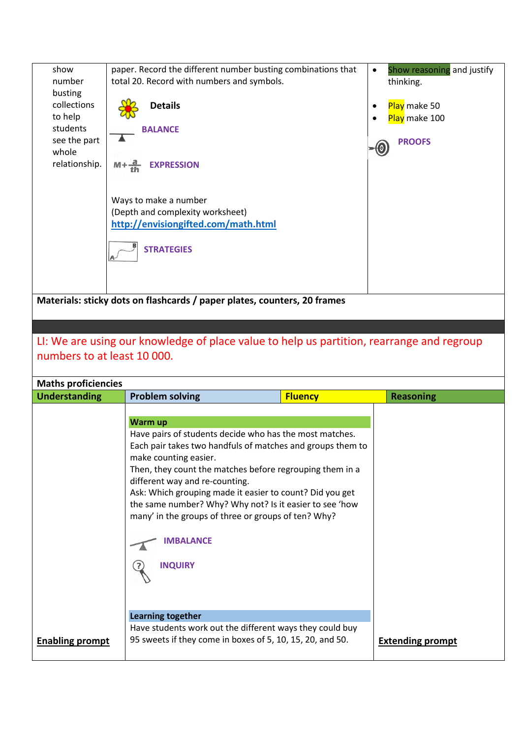| show number busting collections to help students see the part whole relationship. | paper. Record the different number busting combinations that total 20. Record with numbers and symbols.<br><br>**Details**<br><br>BALANCE<br><br>EXPRESSION<br><br>Ways to make a number<br>(Depth and complexity worksheet)<br>[http://envisiongifted.com/math.html](http://envisiongifted.com/math.html)<br><br>STRATEGIES | • Show reasoning and justify thinking.<br><br>• Play make 50<br>• Play make 100<br><br>PROOFS |
|---|---|---|

**Materials: sticky dots on flashcards / paper plates, counters, 20 frames**

LI: We are using our knowledge of place value to help us partition, rearrange and regroup numbers to at least 10 000.

**Maths proficiencies**

| **Understanding** | **Problem solving** | **Fluency** | **Reasoning** |
|---|---|---|---|
| **Enabling prompt** | **Warm up**<br>Have pairs of students decide who has the most matches. Each pair takes two handfuls of matches and groups them to make counting easier.<br>Then, they count the matches before regrouping them in a different way and re-counting.<br>Ask: Which grouping made it easier to count? Did you get the same number? Why? Why not? Is it easier to see 'how many' in the groups of three or groups of ten? Why?<br><br>IMBALANCE<br><br>INQUIRY<br><br>**Learning together**<br>Have students work out the different ways they could buy 95 sweets if they come in boxes of 5, 10, 15, 20, and 50. | | **Extending prompt** |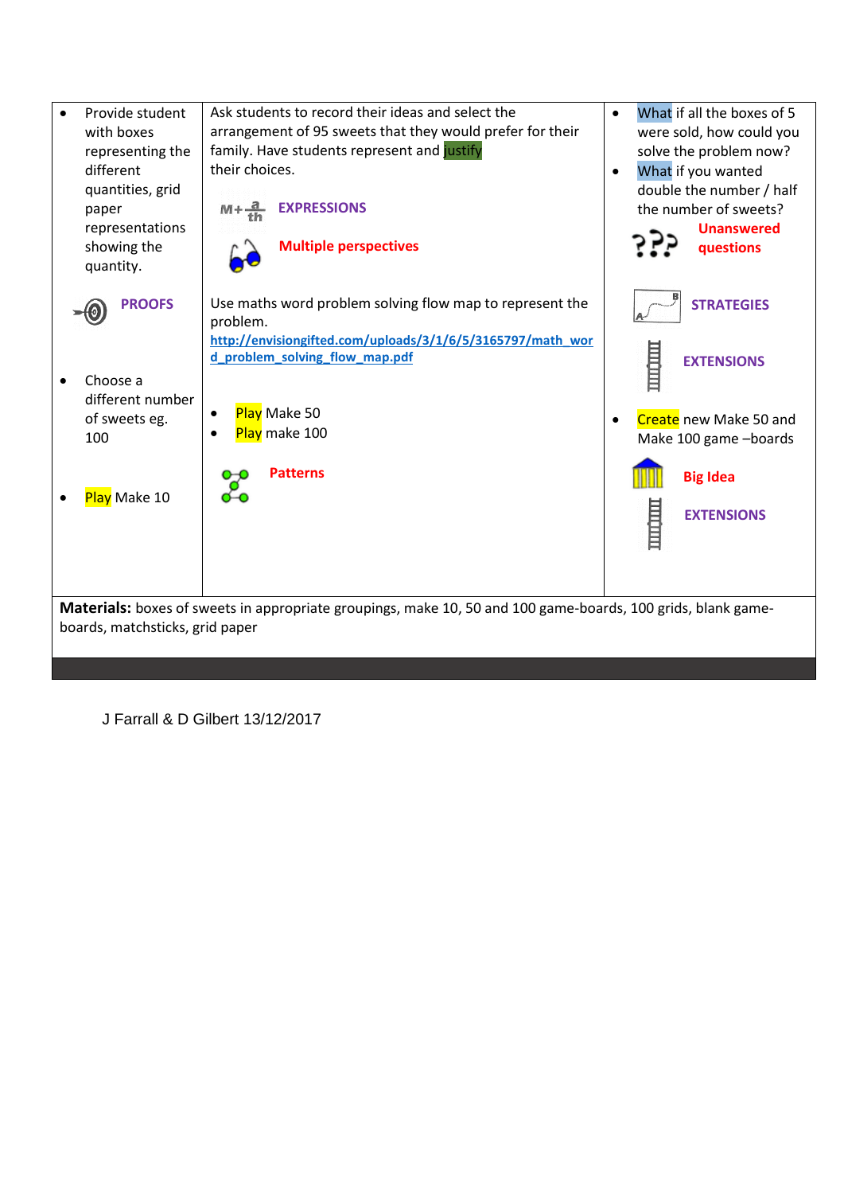| | | |
|---|---|---|
| • Provide student with boxes representing the different quantities, grid paper representations showing the quantity.<br><br>PROOFS<br><br>• Choose a different number of sweets eg. 100<br><br>• Play Make 10 | Ask students to record their ideas and select the arrangement of 95 sweets that they would prefer for their family. Have students represent and justify their choices.<br><br>EXPRESSIONS<br><br>Multiple perspectives<br><br>Use maths word problem solving flow map to represent the problem.<br>http://envisiongifted.com/uploads/3/1/6/5/3165797/math_word_problem_solving_flow_map.pdf<br><br>• Play Make 50<br>• Play make 100<br><br>Patterns | • What if all the boxes of 5 were sold, how could you solve the problem now?<br>• What if you wanted double the number / half the number of sweets?<br><br>Unanswered questions<br><br>STRATEGIES<br><br>EXTENSIONS<br><br>• Create new Make 50 and Make 100 game –boards<br><br>Big Idea<br><br>EXTENSIONS |
| **Materials:** boxes of sweets in appropriate groupings, make 10, 50 and 100 game-boards, 100 grids, blank game-boards, matchsticks, grid paper | | |

J Farrall & D Gilbert 13/12/2017